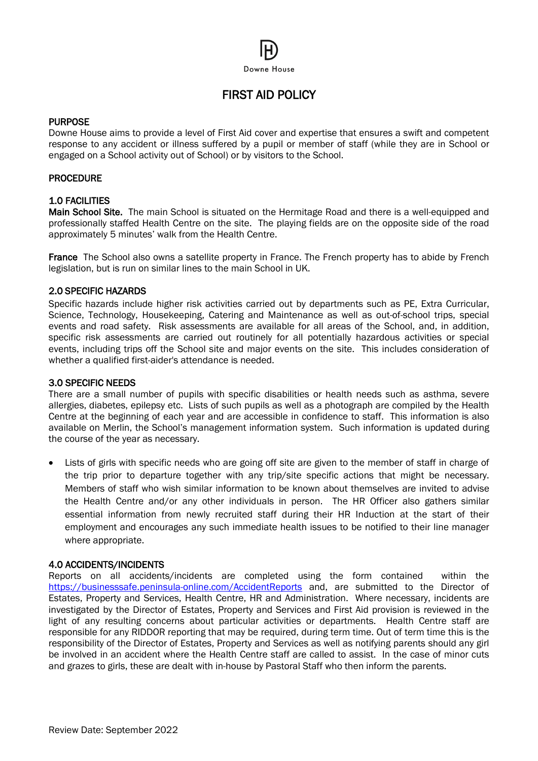Downe House

# FIRST AID POLICY

## PURPOSE

Downe House aims to provide a level of First Aid cover and expertise that ensures a swift and competent response to any accident or illness suffered by a pupil or member of staff (while they are in School or engaged on a School activity out of School) or by visitors to the School.

## PROCEDURE

### 1.0 FACILITIES

**Main School Site.** The main School is situated on the Hermitage Road and there is a well-equipped and professionally staffed Health Centre on the site. The playing fields are on the opposite side of the road approximately 5 minutes' walk from the Health Centre.

**France** The School also owns a satellite property in France. The French property has to abide by French legislation, but is run on similar lines to the main School in UK.

### 2.0 SPECIFIC HAZARDS

Specific hazards include higher risk activities carried out by departments such as PE, Extra Curricular, Science, Technology, Housekeeping, Catering and Maintenance as well as out-of-school trips, special events and road safety. Risk assessments are available for all areas of the School, and, in addition, specific risk assessments are carried out routinely for all potentially hazardous activities or special events, including trips off the School site and major events on the site. This includes consideration of whether a qualified first-aider's attendance is needed.

### 3.0 SPECIFIC NEEDS

There are a small number of pupils with specific disabilities or health needs such as asthma, severe allergies, diabetes, epilepsy etc. Lists of such pupils as well as a photograph are compiled by the Health Centre at the beginning of each year and are accessible in confidence to staff. This information is also available on Merlin, the School's management information system. Such information is updated during the course of the year as necessary.

- Lists of girls with specific needs who are going off site are given to the member of staff in charge of the trip prior to departure together with any trip/site specific actions that might be necessary. Members of staff who wish similar information to be known about themselves are invited to advise the Health Centre and/or any other individuals in person. The HR Officer also gathers similar essential information from newly recruited staff during their HR Induction at the start of their employment and encourages any such immediate health issues to be notified to their line manager where appropriate.

### 4.0 ACCIDENTS/INCIDENTS

Reports on all accidents/incidents are completed using the form contained within the https://businesssafe.peninsula-online.com/AccidentReports and, are submitted to the Director of Estates, Property and Services, Health Centre, HR and Administration. Where necessary, incidents are investigated by the Director of Estates, Property and Services and First Aid provision is reviewed in the light of any resulting concerns about particular activities or departments. Health Centre staff are responsible for any RIDDOR reporting that may be required, during term time. Out of term time this is the responsibility of the Director of Estates, Property and Services as well as notifying parents should any girl be involved in an accident where the Health Centre staff are called to assist. In the case of minor cuts and grazes to girls, these are dealt with in-house by Pastoral Staff who then inform the parents.

Review Date: September 2022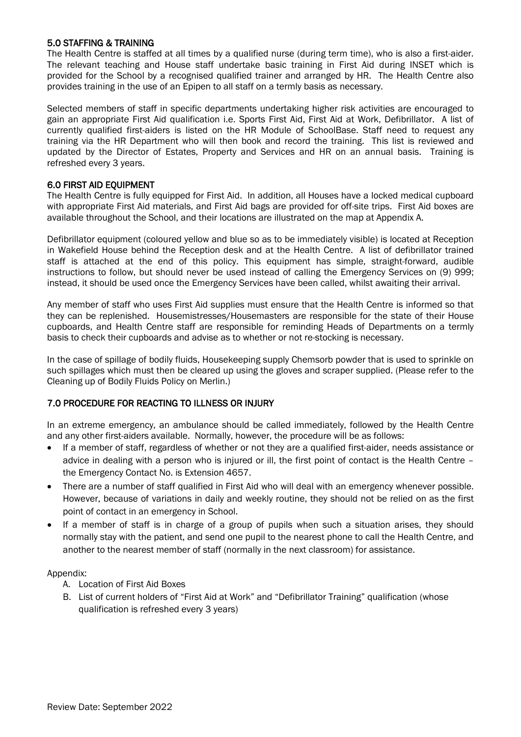## 5.0 STAFFING & TRAINING

The Health Centre is staffed at all times by a qualified nurse (during term time), who is also a first-aider. The relevant teaching and House staff undertake basic training in First Aid during INSET which is provided for the School by a recognised qualified trainer and arranged by HR. The Health Centre also provides training in the use of an Epipen to all staff on a termly basis as necessary.

Selected members of staff in specific departments undertaking higher risk activities are encouraged to gain an appropriate First Aid qualification i.e. Sports First Aid, First Aid at Work, Defibrillator. A list of currently qualified first-aiders is listed on the HR Module of SchoolBase. Staff need to request any training via the HR Department who will then book and record the training. This list is reviewed and updated by the Director of Estates, Property and Services and HR on an annual basis. Training is refreshed every 3 years.

## 6.0 FIRST AID EQUIPMENT

The Health Centre is fully equipped for First Aid. In addition, all Houses have a locked medical cupboard with appropriate First Aid materials, and First Aid bags are provided for off-site trips. First Aid boxes are available throughout the School, and their locations are illustrated on the map at Appendix A.

Defibrillator equipment (coloured yellow and blue so as to be immediately visible) is located at Reception in Wakefield House behind the Reception desk and at the Health Centre. A list of defibrillator trained staff is attached at the end of this policy. This equipment has simple, straight-forward, audible instructions to follow, but should never be used instead of calling the Emergency Services on (9) 999; instead, it should be used once the Emergency Services have been called, whilst awaiting their arrival.

Any member of staff who uses First Aid supplies must ensure that the Health Centre is informed so that they can be replenished. Housemistresses/Housemasters are responsible for the state of their House cupboards, and Health Centre staff are responsible for reminding Heads of Departments on a termly basis to check their cupboards and advise as to whether or not re-stocking is necessary.

In the case of spillage of bodily fluids, Housekeeping supply Chemsorb powder that is used to sprinkle on such spillages which must then be cleared up using the gloves and scraper supplied. (Please refer to the Cleaning up of Bodily Fluids Policy on Merlin.)

## 7.0 PROCEDURE FOR REACTING TO ILLNESS OR INJURY

In an extreme emergency, an ambulance should be called immediately, followed by the Health Centre and any other first-aiders available. Normally, however, the procedure will be as follows:

- If a member of staff, regardless of whether or not they are a qualified first-aider, needs assistance or advice in dealing with a person who is injured or ill, the first point of contact is the Health Centre – the Emergency Contact No. is Extension 4657.
- There are a number of staff qualified in First Aid who will deal with an emergency whenever possible. However, because of variations in daily and weekly routine, they should not be relied on as the first point of contact in an emergency in School.
- If a member of staff is in charge of a group of pupils when such a situation arises, they should normally stay with the patient, and send one pupil to the nearest phone to call the Health Centre, and another to the nearest member of staff (normally in the next classroom) for assistance.

Appendix:

A. Location of First Aid Boxes
B. List of current holders of "First Aid at Work" and "Defibrillator Training" qualification (whose qualification is refreshed every 3 years)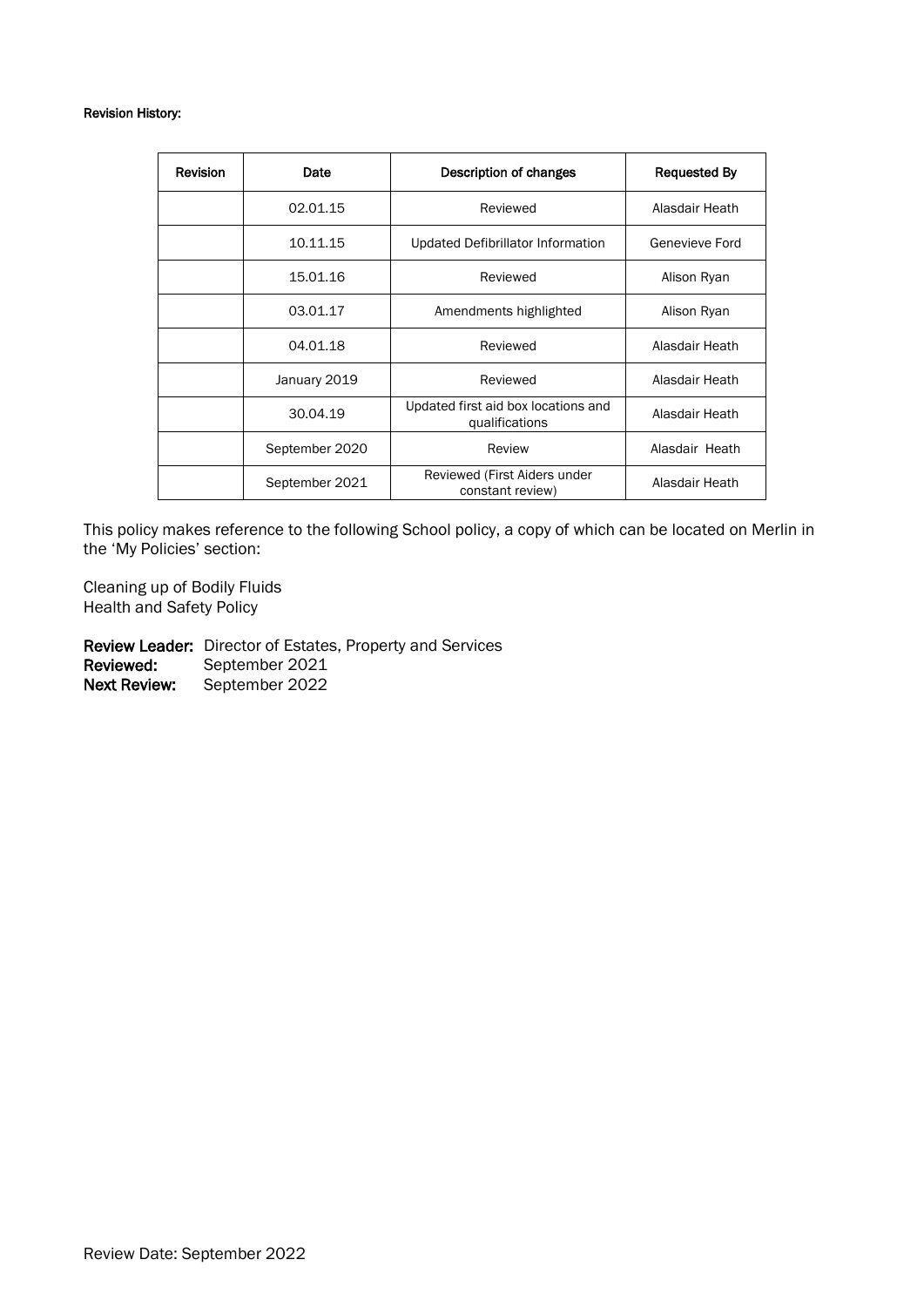**Revision History:**

| Revision | Date | Description of changes | Requested By |
| --- | --- | --- | --- |
| | 02.01.15 | Reviewed | Alasdair Heath |
| | 10.11.15 | Updated Defibrillator Information | Genevieve Ford |
| | 15.01.16 | Reviewed | Alison Ryan |
| | 03.01.17 | Amendments highlighted | Alison Ryan |
| | 04.01.18 | Reviewed | Alasdair Heath |
| | January 2019 | Reviewed | Alasdair Heath |
| | 30.04.19 | Updated first aid box locations and qualifications | Alasdair Heath |
| | September 2020 | Review | Alasdair Heath |
| | September 2021 | Reviewed (First Aiders under constant review) | Alasdair Heath |

This policy makes reference to the following School policy, a copy of which can be located on Merlin in the 'My Policies' section:

Cleaning up of Bodily Fluids
Health and Safety Policy

**Review Leader:** Director of Estates, Property and Services
**Reviewed:** September 2021
**Next Review:** September 2022

Review Date: September 2022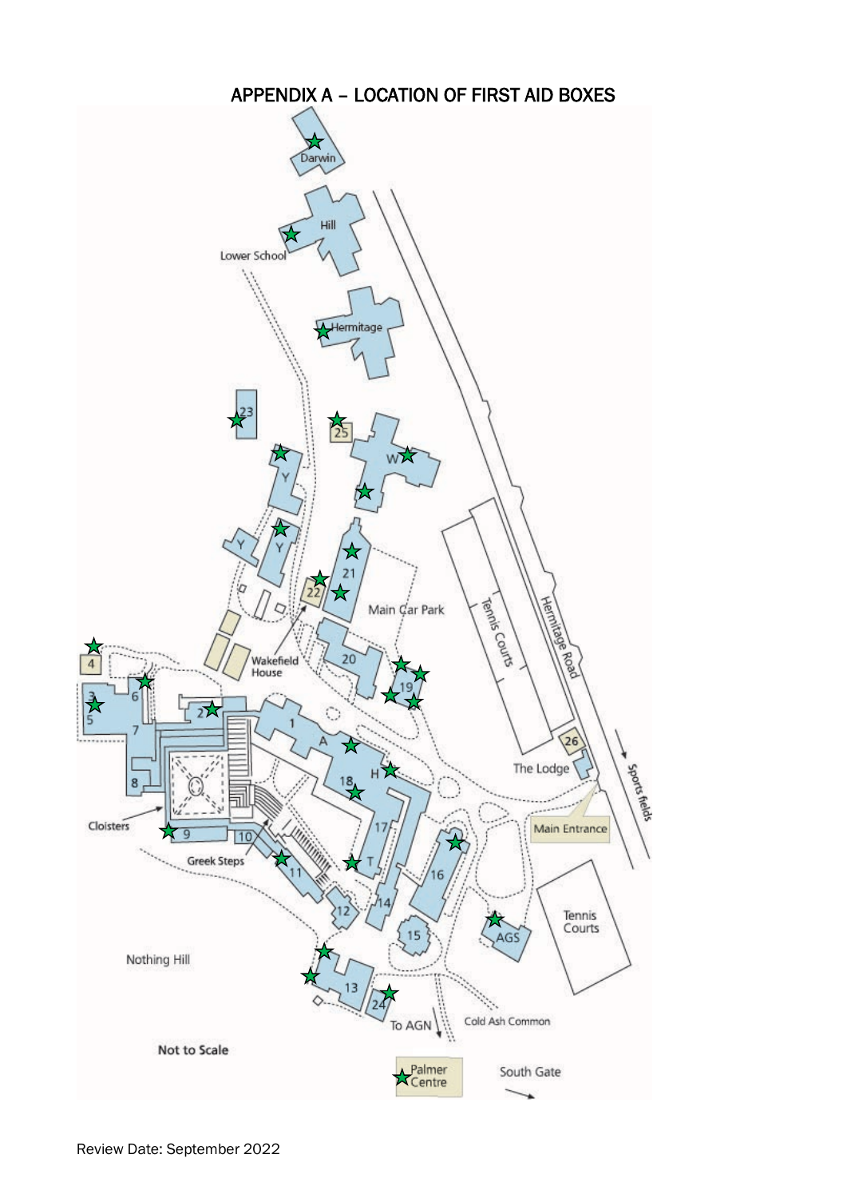# APPENDIX A – LOCATION OF FIRST AID BOXES

Darwin

Hill

Lower School

Hermitage

23

25

W

Y

Y

Y

21

22

Main Car Park

Tennis Courts

Hermitage Road

4

Wakefield House

20

19

3

6

5

2

7

1

A

26

The Lodge

Sports fields

8

18

H

Main Entrance

Cloisters

9

10

17

Greek Steps

11

T

16

14

12

15

Tennis Courts

AGS

Nothing Hill

13

24

To AGN

Cold Ash Common

Not to Scale

Palmer Centre

South Gate

Review Date: September 2022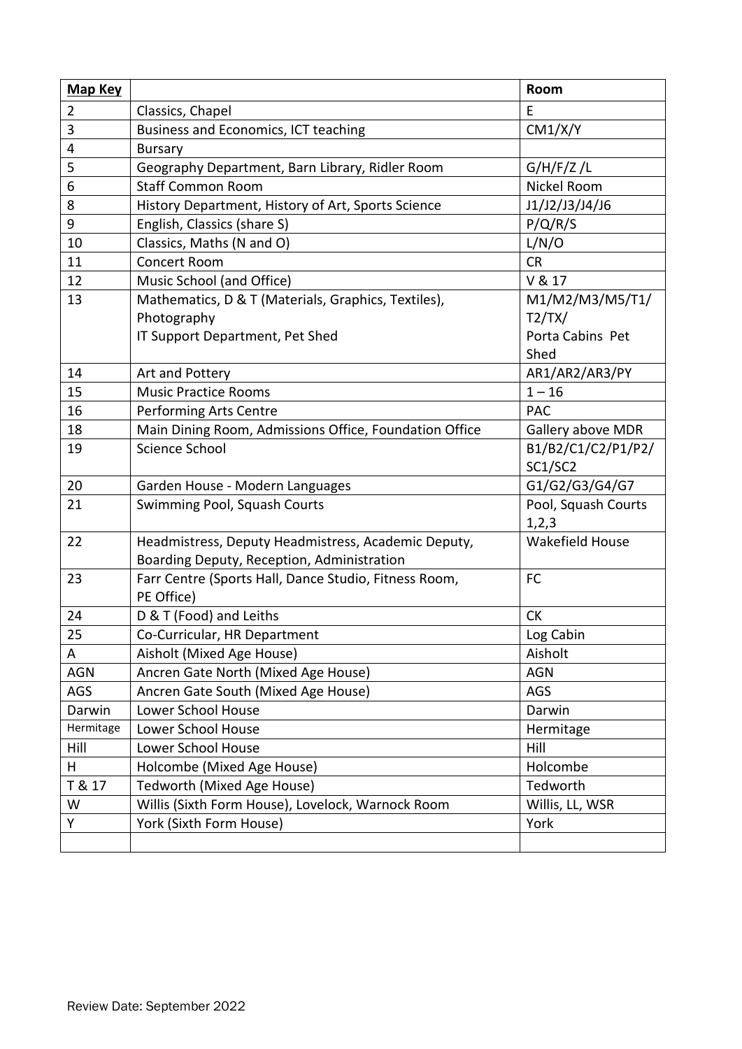| **Map Key** | | **Room** |
|---|---|---|
| 2 | Classics, Chapel | E |
| 3 | Business and Economics, ICT teaching | CM1/X/Y |
| 4 | Bursary | |
| 5 | Geography Department, Barn Library, Ridler Room | G/H/F/Z /L |
| 6 | Staff Common Room | Nickel Room |
| 8 | History Department, History of Art, Sports Science | J1/J2/J3/J4/J6 |
| 9 | English, Classics (share S) | P/Q/R/S |
| 10 | Classics, Maths (N and O) | L/N/O |
| 11 | Concert Room | CR |
| 12 | Music School (and Office) | V & 17 |
| 13 | Mathematics, D & T (Materials, Graphics, Textiles), Photography<br>IT Support Department, Pet Shed | M1/M2/M3/M5/T1/T2/TX/<br>Porta Cabins Pet Shed |
| 14 | Art and Pottery | AR1/AR2/AR3/PY |
| 15 | Music Practice Rooms | 1 – 16 |
| 16 | Performing Arts Centre | PAC |
| 18 | Main Dining Room, Admissions Office, Foundation Office | Gallery above MDR |
| 19 | Science School | B1/B2/C1/C2/P1/P2/SC1/SC2 |
| 20 | Garden House - Modern Languages | G1/G2/G3/G4/G7 |
| 21 | Swimming Pool, Squash Courts | Pool, Squash Courts 1,2,3 |
| 22 | Headmistress, Deputy Headmistress, Academic Deputy, Boarding Deputy, Reception, Administration | Wakefield House |
| 23 | Farr Centre (Sports Hall, Dance Studio, Fitness Room, PE Office) | FC |
| 24 | D & T (Food) and Leiths | CK |
| 25 | Co-Curricular, HR Department | Log Cabin |
| A | Aisholt (Mixed Age House) | Aisholt |
| AGN | Ancren Gate North (Mixed Age House) | AGN |
| AGS | Ancren Gate South (Mixed Age House) | AGS |
| Darwin | Lower School House | Darwin |
| Hermitage | Lower School House | Hermitage |
| Hill | Lower School House | Hill |
| H | Holcombe (Mixed Age House) | Holcombe |
| T & 17 | Tedworth (Mixed Age House) | Tedworth |
| W | Willis (Sixth Form House), Lovelock, Warnock Room | Willis, LL, WSR |
| Y | York (Sixth Form House) | York |
| | | |

Review Date: September 2022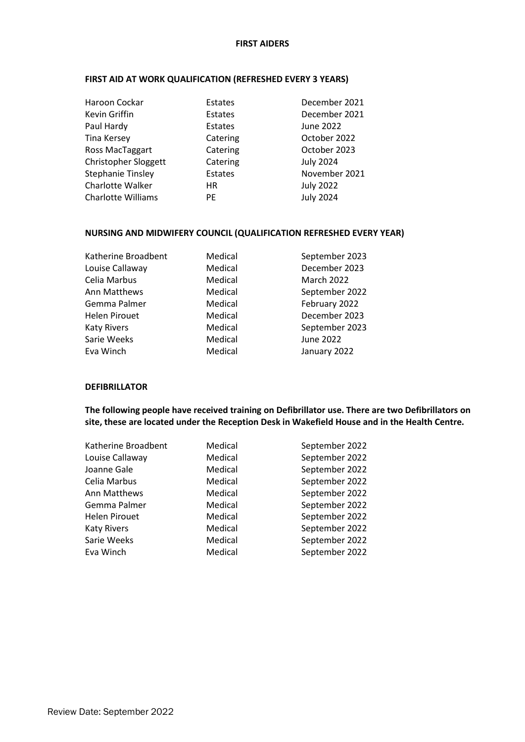## FIRST AIDERS

### FIRST AID AT WORK QUALIFICATION (REFRESHED EVERY 3 YEARS)

| | | |
|---|---|---|
| Haroon Cockar | Estates | December 2021 |
| Kevin Griffin | Estates | December 2021 |
| Paul Hardy | Estates | June 2022 |
| Tina Kersey | Catering | October 2022 |
| Ross MacTaggart | Catering | October 2023 |
| Christopher Sloggett | Catering | July 2024 |
| Stephanie Tinsley | Estates | November 2021 |
| Charlotte Walker | HR | July 2022 |
| Charlotte Williams | PE | July 2024 |

### NURSING AND MIDWIFERY COUNCIL (QUALIFICATION REFRESHED EVERY YEAR)

| | | |
|---|---|---|
| Katherine Broadbent | Medical | September 2023 |
| Louise Callaway | Medical | December 2023 |
| Celia Marbus | Medical | March 2022 |
| Ann Matthews | Medical | September 2022 |
| Gemma Palmer | Medical | February 2022 |
| Helen Pirouet | Medical | December 2023 |
| Katy Rivers | Medical | September 2023 |
| Sarie Weeks | Medical | June 2022 |
| Eva Winch | Medical | January 2022 |

### DEFIBRILLATOR

**The following people have received training on Defibrillator use. There are two Defibrillators on site, these are located under the Reception Desk in Wakefield House and in the Health Centre.**

| | | |
|---|---|---|
| Katherine Broadbent | Medical | September 2022 |
| Louise Callaway | Medical | September 2022 |
| Joanne Gale | Medical | September 2022 |
| Celia Marbus | Medical | September 2022 |
| Ann Matthews | Medical | September 2022 |
| Gemma Palmer | Medical | September 2022 |
| Helen Pirouet | Medical | September 2022 |
| Katy Rivers | Medical | September 2022 |
| Sarie Weeks | Medical | September 2022 |
| Eva Winch | Medical | September 2022 |

Review Date: September 2022